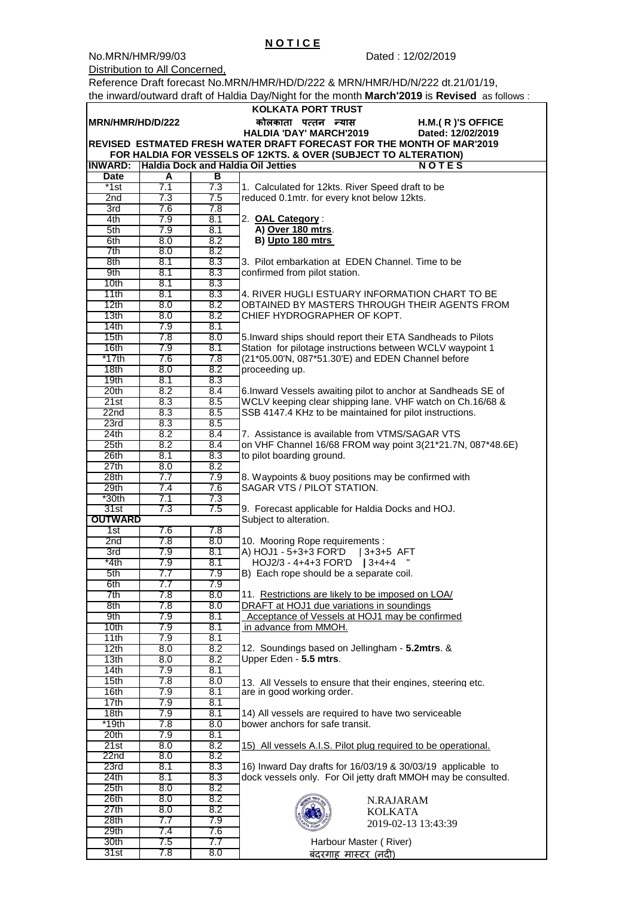# N O T I C E

No.MRN/HMR/99/03 Dated : 12/02/2019

Distribution to All Concerned,

Reference Draft forecast No.MRN/HMR/HD/D/222 & MRN/HMR/HD/N/222 dt.21/01/19, the inward/outward draft of Haldia Day/Night for the month **March'2019** is **Revised** as follows :

**KOLKATA PORT TRUST**

**MRN/HMR/HD/D/222** **कोलकाता पत्तन न्यास** **H.M.( R )'S OFFICE**

**HALDIA 'DAY' MARCH'2019** **Dated: 12/02/2019**

**REVISED ESTMATED FRESH WATER DRAFT FORECAST FOR THE MONTH OF MAR'2019 FOR HALDIA FOR VESSELS OF 12KTS. & OVER (SUBJECT TO ALTERATION)**

**INWARD: Haldia Dock and Haldia Oil Jetties**

| Date | A | B |
|---|---|---|
| *1st | 7.1 | 7.3 |
| 2nd | 7.3 | 7.5 |
| 3rd | 7.6 | 7.8 |
| 4th | 7.9 | 8.1 |
| 5th | 7.9 | 8.1 |
| 6th | 8.0 | 8.2 |
| 7th | 8.0 | 8.2 |
| 8th | 8.1 | 8.3 |
| 9th | 8.1 | 8.3 |
| 10th | 8.1 | 8.3 |
| 11th | 8.1 | 8.3 |
| 12th | 8.0 | 8.2 |
| 13th | 8.0 | 8.2 |
| 14th | 7.9 | 8.1 |
| 15th | 7.8 | 8.0 |
| 16th | 7.9 | 8.1 |
| *17th | 7.6 | 7.8 |
| 18th | 8.0 | 8.2 |
| 19th | 8.1 | 8.3 |
| 20th | 8.2 | 8.4 |
| 21st | 8.3 | 8.5 |
| 22nd | 8.3 | 8.5 |
| 23rd | 8.3 | 8.5 |
| 24th | 8.2 | 8.4 |
| 25th | 8.2 | 8.4 |
| 26th | 8.1 | 8.3 |
| 27th | 8.0 | 8.2 |
| 28th | 7.7 | 7.9 |
| 29th | 7.4 | 7.6 |
| *30th | 7.1 | 7.3 |
| 31st | 7.3 | 7.5 |

**OUTWARD**

| Date | A | B |
|---|---|---|
| 1st | 7.6 | 7.8 |
| 2nd | 7.8 | 8.0 |
| 3rd | 7.9 | 8.1 |
| *4th | 7.9 | 8.1 |
| 5th | 7.7 | 7.9 |
| 6th | 7.7 | 7.9 |
| 7th | 7.8 | 8.0 |
| 8th | 7.8 | 8.0 |
| 9th | 7.9 | 8.1 |
| 10th | 7.9 | 8.1 |
| 11th | 7.9 | 8.1 |
| 12th | 8.0 | 8.2 |
| 13th | 8.0 | 8.2 |
| 14th | 7.9 | 8.1 |
| 15th | 7.8 | 8.0 |
| 16th | 7.9 | 8.1 |
| 17th | 7.9 | 8.1 |
| 18th | 7.9 | 8.1 |
| *19th | 7.8 | 8.0 |
| 20th | 7.9 | 8.1 |
| 21st | 8.0 | 8.2 |
| 22nd | 8.0 | 8.2 |
| 23rd | 8.1 | 8.3 |
| 24th | 8.1 | 8.3 |
| 25th | 8.0 | 8.2 |
| 26th | 8.0 | 8.2 |
| 27th | 8.0 | 8.2 |
| 28th | 7.7 | 7.9 |
| 29th | 7.4 | 7.6 |
| 30th | 7.5 | 7.7 |
| 31st | 7.8 | 8.0 |

**N O T E S**

1. Calculated for 12kts. River Speed draft to be reduced 0.1mtr. for every knot below 12kts.

2. **OAL Category** :
   **A) Over 180 mtrs**.
   **B) Upto 180 mtrs**

3. Pilot embarkation at EDEN Channel. Time to be confirmed from pilot station.

4. RIVER HUGLI ESTUARY INFORMATION CHART TO BE OBTAINED BY MASTERS THROUGH THEIR AGENTS FROM CHIEF HYDROGRAPHER OF KOPT.

5. Inward ships should report their ETA Sandheads to Pilots Station for pilotage instructions between WCLV waypoint 1 (21*05.00'N, 087*51.30'E) and EDEN Channel before proceeding up.

6. Inward Vessels awaiting pilot to anchor at Sandheads SE of WCLV keeping clear shipping lane. VHF watch on Ch.16/68 & SSB 4147.4 KHz to be maintained for pilot instructions.

7. Assistance is available from VTMS/SAGAR VTS on VHF Channel 16/68 FROM way point 3(21*21.7N, 087*48.6E) to pilot boarding ground.

8. Waypoints & buoy positions may be confirmed with SAGAR VTS / PILOT STATION.

9. Forecast applicable for Haldia Docks and HOJ. Subject to alteration.

10. Mooring Rope requirements :
A) HOJ1 - 5+3+3 FOR'D | 3+3+5 AFT
HOJ2/3 - 4+4+3 FOR'D | 3+4+4 "
B) Each rope should be a separate coil.

11. Restrictions are likely to be imposed on LOA/ DRAFT at HOJ1 due variations in soundings Acceptance of Vessels at HOJ1 may be confirmed in advance from MMOH.

12. Soundings based on Jellingham - **5.2mtrs**. & Upper Eden - **5.5 mtrs**.

13. All Vessels to ensure that their engines, steering etc. are in good working order.

14) All vessels are required to have two serviceable bower anchors for safe transit.

15) All vessels A.I.S. Pilot plug required to be operational.

16) Inward Day drafts for 16/03/19 & 30/03/19 applicable to dock vessels only. For Oil jetty draft MMOH may be consulted.

N.RAJARAM
KOLKATA
2019-02-13 13:43:39

Harbour Master ( River)
बंदरगाह मास्टर (नदी)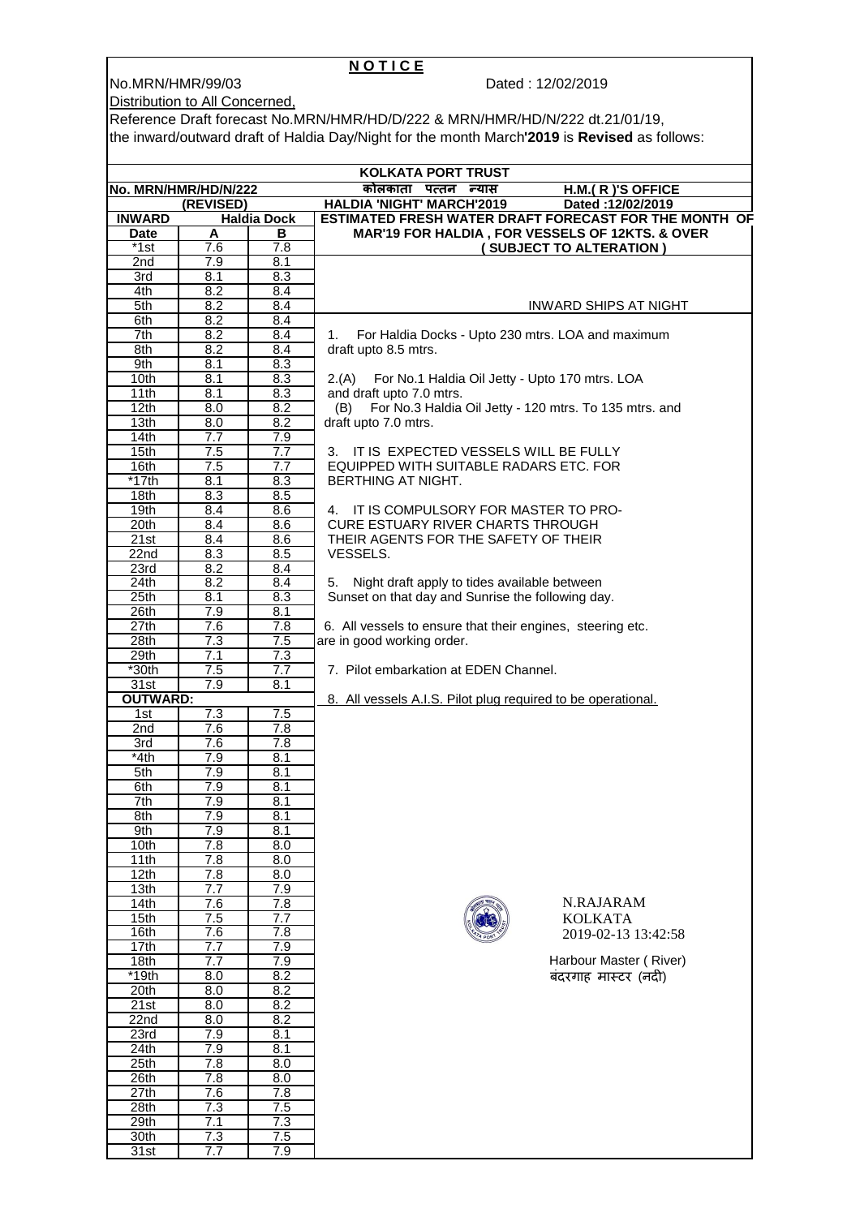# N O T I C E

No.MRN/HMR/99/03 Dated : 12/02/2019

Distribution to All Concerned,

Reference Draft forecast No.MRN/HMR/HD/D/222 & MRN/HMR/HD/N/222 dt.21/01/19, the inward/outward draft of Haldia Day/Night for the month March**'2019** is **Revised** as follows:

**KOLKATA PORT TRUST**

**No. MRN/HMR/HD/N/222** कोलकाता पत्तन न्यास **H.M.( R )'S OFFICE**

**(REVISED)** **HALDIA 'NIGHT' MARCH'2019** **Dated :12/02/2019**

**ESTIMATED FRESH WATER DRAFT FORECAST FOR THE MONTH OF MAR'19 FOR HALDIA , FOR VESSELS OF 12KTS. & OVER**

**( SUBJECT TO ALTERATION )**

| INWARD | Haldia Dock | |
|---|---|---|
| Date | A | B |
| *1st | 7.6 | 7.8 |
| 2nd | 7.9 | 8.1 |
| 3rd | 8.1 | 8.3 |
| 4th | 8.2 | 8.4 |
| 5th | 8.2 | 8.4 |
| 6th | 8.2 | 8.4 |
| 7th | 8.2 | 8.4 |
| 8th | 8.2 | 8.4 |
| 9th | 8.1 | 8.3 |
| 10th | 8.1 | 8.3 |
| 11th | 8.1 | 8.3 |
| 12th | 8.0 | 8.2 |
| 13th | 8.0 | 8.2 |
| 14th | 7.7 | 7.9 |
| 15th | 7.5 | 7.7 |
| 16th | 7.5 | 7.7 |
| *17th | 8.1 | 8.3 |
| 18th | 8.3 | 8.5 |
| 19th | 8.4 | 8.6 |
| 20th | 8.4 | 8.6 |
| 21st | 8.4 | 8.6 |
| 22nd | 8.3 | 8.5 |
| 23rd | 8.2 | 8.4 |
| 24th | 8.2 | 8.4 |
| 25th | 8.1 | 8.3 |
| 26th | 7.9 | 8.1 |
| 27th | 7.6 | 7.8 |
| 28th | 7.3 | 7.5 |
| 29th | 7.1 | 7.3 |
| *30th | 7.5 | 7.7 |
| 31st | 7.9 | 8.1 |
| **OUTWARD:** | | |
| 1st | 7.3 | 7.5 |
| 2nd | 7.6 | 7.8 |
| 3rd | 7.6 | 7.8 |
| *4th | 7.9 | 8.1 |
| 5th | 7.9 | 8.1 |
| 6th | 7.9 | 8.1 |
| 7th | 7.9 | 8.1 |
| 8th | 7.9 | 8.1 |
| 9th | 7.9 | 8.1 |
| 10th | 7.8 | 8.0 |
| 11th | 7.8 | 8.0 |
| 12th | 7.8 | 8.0 |
| 13th | 7.7 | 7.9 |
| 14th | 7.6 | 7.8 |
| 15th | 7.5 | 7.7 |
| 16th | 7.6 | 7.8 |
| 17th | 7.7 | 7.9 |
| 18th | 7.7 | 7.9 |
| *19th | 8.0 | 8.2 |
| 20th | 8.0 | 8.2 |
| 21st | 8.0 | 8.2 |
| 22nd | 8.0 | 8.2 |
| 23rd | 7.9 | 8.1 |
| 24th | 7.9 | 8.1 |
| 25th | 7.8 | 8.0 |
| 26th | 7.8 | 8.0 |
| 27th | 7.6 | 7.8 |
| 28th | 7.3 | 7.5 |
| 29th | 7.1 | 7.3 |
| 30th | 7.3 | 7.5 |
| 31st | 7.7 | 7.9 |

INWARD SHIPS AT NIGHT

1. For Haldia Docks - Upto 230 mtrs. LOA and maximum draft upto 8.5 mtrs.

2.(A) For No.1 Haldia Oil Jetty - Upto 170 mtrs. LOA and draft upto 7.0 mtrs.

(B) For No.3 Haldia Oil Jetty - 120 mtrs. To 135 mtrs. and draft upto 7.0 mtrs.

3. IT IS EXPECTED VESSELS WILL BE FULLY EQUIPPED WITH SUITABLE RADARS ETC. FOR BERTHING AT NIGHT.

4. IT IS COMPULSORY FOR MASTER TO PROCURE ESTUARY RIVER CHARTS THROUGH THEIR AGENTS FOR THE SAFETY OF THEIR VESSELS.

5. Night draft apply to tides available between Sunset on that day and Sunrise the following day.

6. All vessels to ensure that their engines, steering etc. are in good working order.

7. Pilot embarkation at EDEN Channel.

8. All vessels A.I.S. Pilot plug required to be operational.

N.RAJARAM
KOLKATA
2019-02-13 13:42:58

Harbour Master ( River)
बंदरगाह मास्टर (नदी)